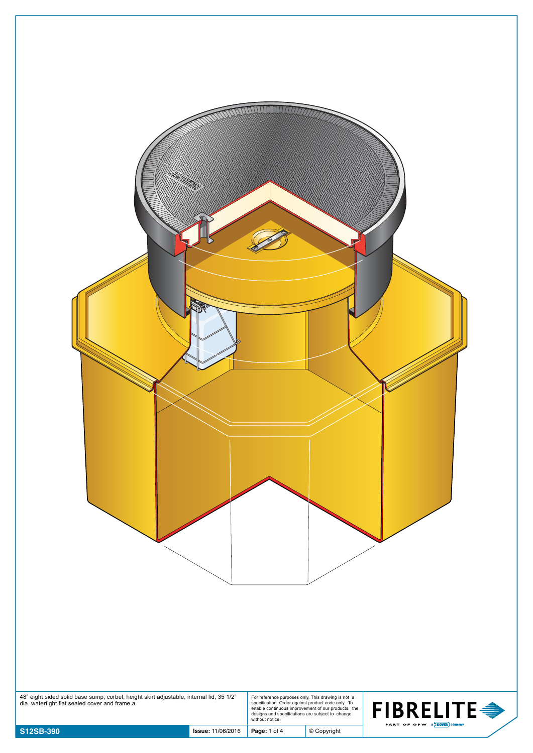48" eight sided solid base sump, corbel, height skirt adjustable, internal lid, 35 1/2" dia. watertight flat sealed cover and frame.a

For reference purposes only. This drawing is not a specification. Order against product code only. To enable continuous improvement of our products, the designs and specifications are subject to change without notice.

| S12SB-390 | Issue: 11/06/2016 | Page: 1 of 4 | © Copyright |
|---|---|---|---|

FIBRELITE

PART OF OPW A DOVER COMPANY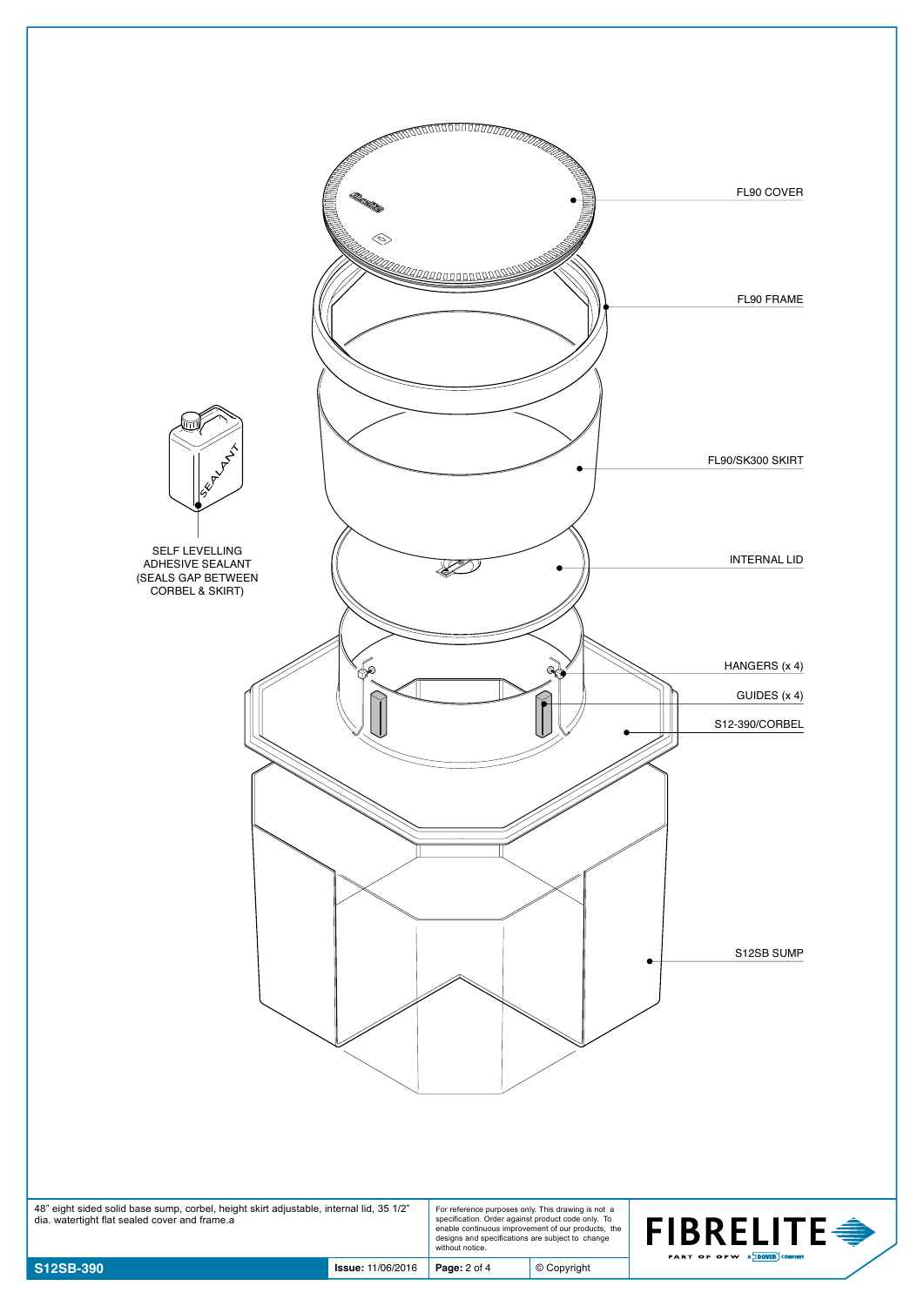FL90 COVER

FL90 FRAME

FL90/SK300 SKIRT

SELF LEVELLING ADHESIVE SEALANT (SEALS GAP BETWEEN CORBEL & SKIRT)

INTERNAL LID

HANGERS (x 4)

GUIDES (x 4)

S12-390/CORBEL

S12SB SUMP

48" eight sided solid base sump, corbel, height skirt adjustable, internal lid, 35 1/2" dia. watertight flat sealed cover and frame.a

For reference purposes only. This drawing is not a specification. Order against product code only. To enable continuous improvement of our products, the designs and specifications are subject to change without notice.

| S12SB-390 | Issue: 11/06/2016 | Page: 2 of 4 | © Copyright |
| --- | --- | --- | --- |

FIBRELITE PART OF OPW A DOVER COMPANY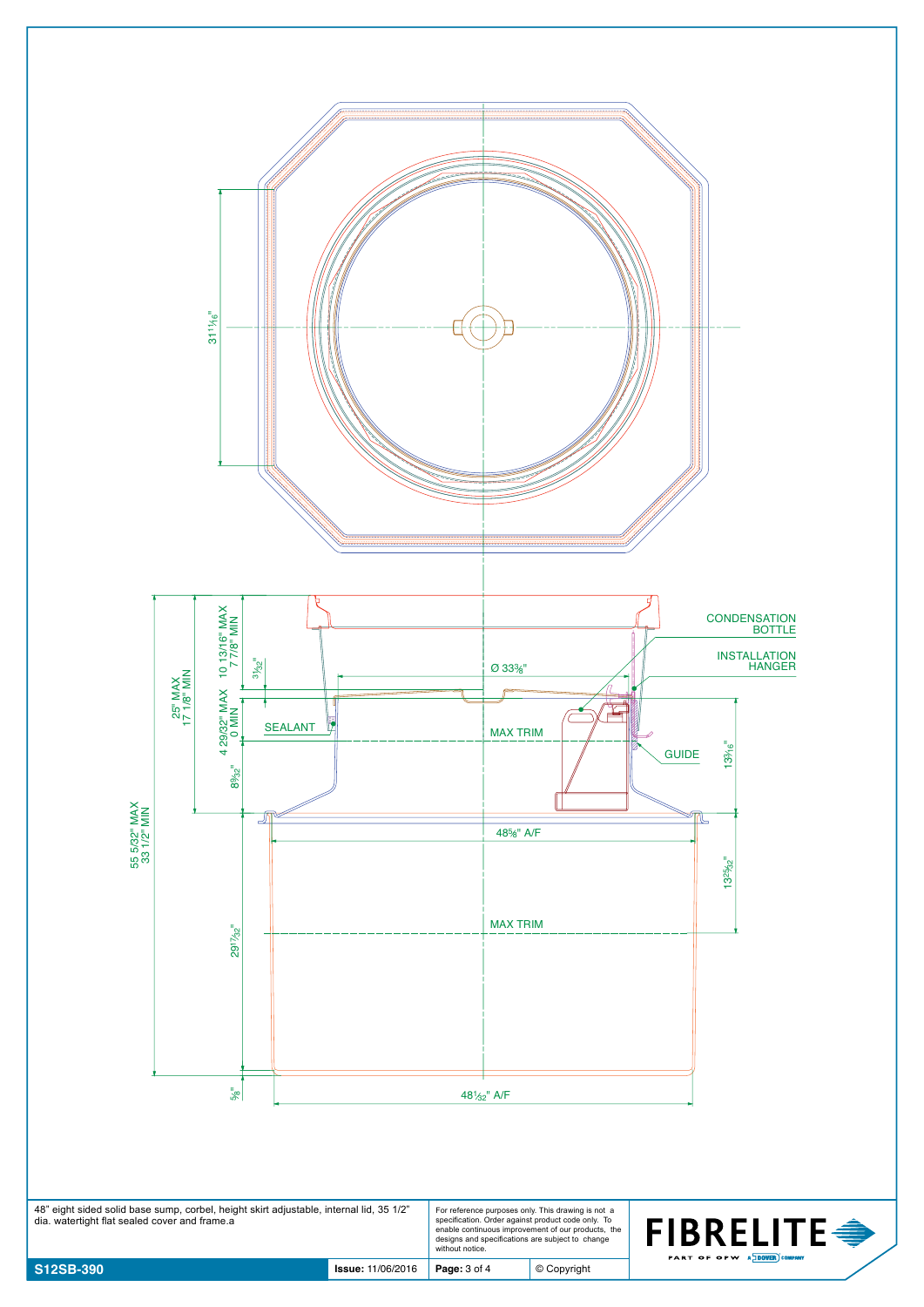31 11/16"

CONDENSATION BOTTLE

INSTALLATION HANGER

Ø 33 3/8"

25" MAX
17 1/8" MIN

10 13/16" MAX
7 7/8" MIN

3 1/32"

4 29/32" MAX
0 MIN

SEALANT

MAX TRIM

GUIDE

13 3/16"

8 9/32"

55 5/32" MAX
33 1/2" MIN

48 5/8" A/F

13 25/32"

MAX TRIM

29 17/32"

5/8"

48 1/32" A/F

48" eight sided solid base sump, corbel, height skirt adjustable, internal lid, 35 1/2" dia. watertight flat sealed cover and frame.a

For reference purposes only. This drawing is not a specification. Order against product code only. To enable continuous improvement of our products, the designs and specifications are subject to change without notice.

FIBRELITE
PART OF OPW A DOVER COMPANY

| S12SB-390 | Issue: 11/06/2016 | Page: 3 of 4 | © Copyright |
| --- | --- | --- | --- |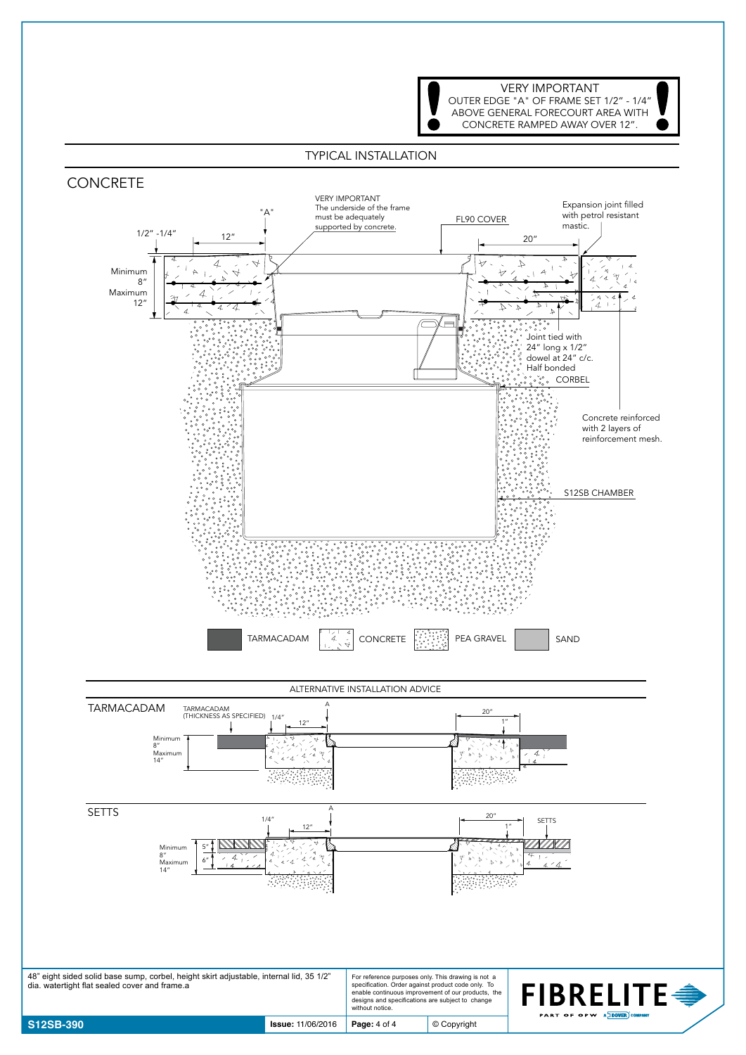**VERY IMPORTANT**
OUTER EDGE "A" OF FRAME SET 1/2" - 1/4" ABOVE GENERAL FORECOURT AREA WITH CONCRETE RAMPED AWAY OVER 12".

## TYPICAL INSTALLATION

### CONCRETE

VERY IMPORTANT
The underside of the frame must be adequately supported by concrete.

"A"

1/2" -1/4"

12"

FL90 COVER

20"

Expansion joint filled with petrol resistant mastic.

Minimum 8"
Maximum 12"

Joint tied with 24" long x 1/2" dowel at 24" c/c. Half bonded

CORBEL

Concrete reinforced with 2 layers of reinforcement mesh.

S12SB CHAMBER

TARMACADAM

CONCRETE

PEA GRAVEL

SAND

## ALTERNATIVE INSTALLATION ADVICE

### TARMACADAM

TARMACADAM (THICKNESS AS SPECIFIED)

A

1/4"

12"

20"

1"

Minimum 8"
Maximum 14"

### SETTS

A

1/4"

12"

20"

1"

SETTS

Minimum 8"
Maximum 14"

5"

6"

48" eight sided solid base sump, corbel, height skirt adjustable, internal lid, 35 1/2" dia. watertight flat sealed cover and frame.a

For reference purposes only. This drawing is not a specification. Order against product code only. To enable continuous improvement of our products, the designs and specifications are subject to change without notice.

FIBRELITE
PART OF OPW A DOVER COMPANY

**S12SB-390**

**Issue:** 11/06/2016

© Copyright